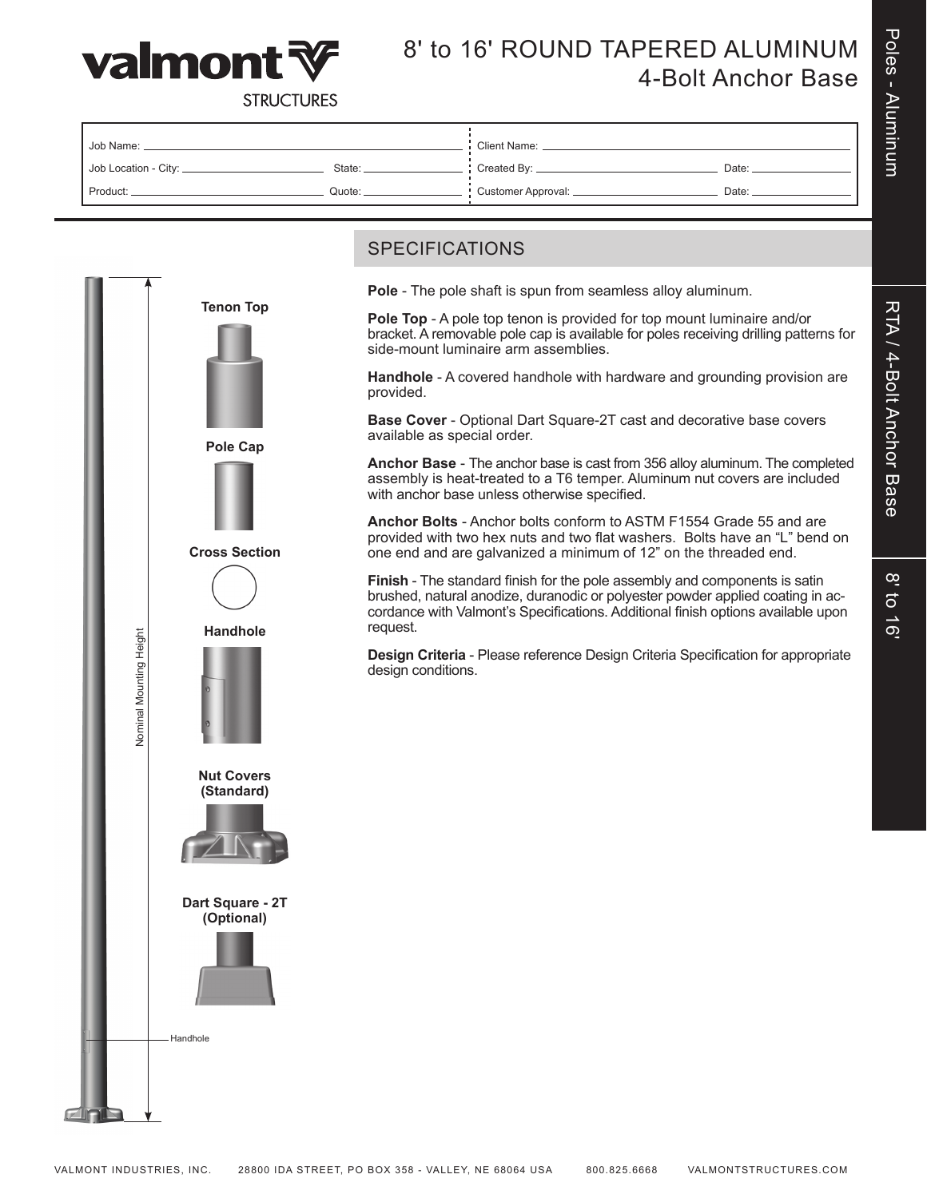# 8' to 16' ROUND TAPERED ALUMINUM
## 4-Bolt Anchor Base

| | | | |
|---|---|---|---|
| Job Name: | | Client Name: | |
| Job Location - City: | State: | Created By: | Date: |
| Product: | Quote: | Customer Approval: | Date: |

## SPECIFICATIONS

**Pole** - The pole shaft is spun from seamless alloy aluminum.

**Pole Top** - A pole top tenon is provided for top mount luminaire and/or bracket. A removable pole cap is available for poles receiving drilling patterns for side-mount luminaire arm assemblies.

**Handhole** - A covered handhole with hardware and grounding provision are provided.

**Base Cover** - Optional Dart Square-2T cast and decorative base covers available as special order.

**Anchor Base** - The anchor base is cast from 356 alloy aluminum. The completed assembly is heat-treated to a T6 temper. Aluminum nut covers are included with anchor base unless otherwise specified.

**Anchor Bolts** - Anchor bolts conform to ASTM F1554 Grade 55 and are provided with two hex nuts and two flat washers. Bolts have an "L" bend on one end and are galvanized a minimum of 12" on the threaded end.

**Finish** - The standard finish for the pole assembly and components is satin brushed, natural anodize, duranodic or polyester powder applied coating in accordance with Valmont's Specifications. Additional finish options available upon request.

**Design Criteria** - Please reference Design Criteria Specification for appropriate design conditions.

Tenon Top

Pole Cap

Cross Section

Handhole

Nut Covers (Standard)

Dart Square - 2T (Optional)

Nominal Mounting Height

Handhole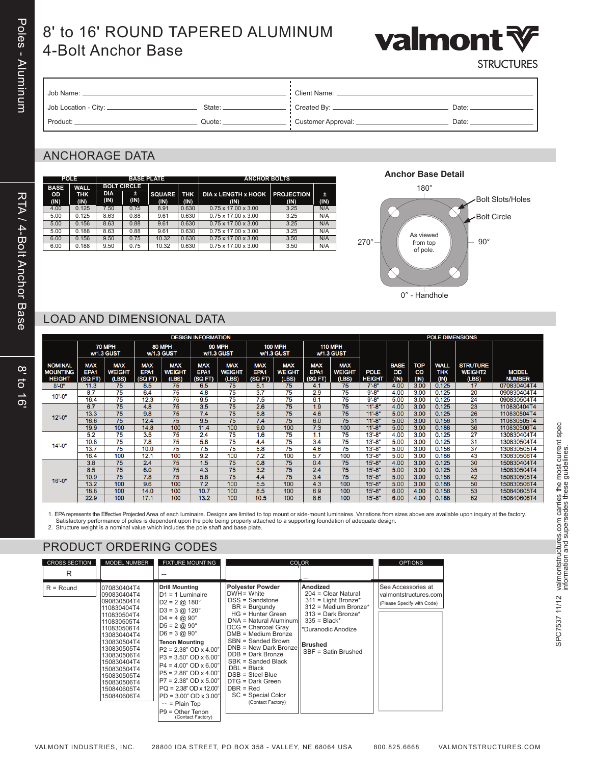# 8' to 16' ROUND TAPERED ALUMINUM 4-Bolt Anchor Base

Job Name: ______________________ Client Name: ______________________

Job Location - City: ______________ State: ________ Created By: ______________ Date: __________

Product: ______________ Quote: ________ Customer Approval: ______________ Date: __________

## ANCHORAGE DATA

| POLE | | BASE PLATE | | | | ANCHOR BOLTS | | |
|---|---|---|---|---|---|---|---|---|
| BASE OD (IN) | WALL THK (IN) | BOLT CIRCLE DIA (IN) | BOLT CIRCLE ± (IN) | SQUARE (IN) | THK (IN) | DIA x LENGTH x HOOK (IN) | PROJECTION (IN) | ± (IN) |
| 4.00 | 0.125 | 7.50 | 0.75 | 8.91 | 0.630 | 0.75 x 17.00 x 3.00 | 3.25 | N/A |
| 5.00 | 0.125 | 8.63 | 0.88 | 9.61 | 0.630 | 0.75 x 17.00 x 3.00 | 3.25 | N/A |
| 5.00 | 0.156 | 8.63 | 0.88 | 9.61 | 0.630 | 0.75 x 17.00 x 3.00 | 3.25 | N/A |
| 5.00 | 0.188 | 8.63 | 0.88 | 9.61 | 0.630 | 0.75 x 17.00 x 3.00 | 3.25 | N/A |
| 6.00 | 0.156 | 9.50 | 0.75 | 10.32 | 0.630 | 0.75 x 17.00 x 3.00 | 3.50 | N/A |
| 6.00 | 0.188 | 9.50 | 0.75 | 10.32 | 0.630 | 0.75 x 17.00 x 3.00 | 3.50 | N/A |

**Anchor Base Detail**

180°

Bolt Slots/Holes

Bolt Circle

270°

As viewed from top of pole.

90°

0° - Handhole

## LOAD AND DIMENSIONAL DATA

| DESIGN INFORMATION | | | | | | | | | | | POLE DIMENSIONS | | | | | |
|---|---|---|---|---|---|---|---|---|---|---|---|---|---|---|---|---|
| | 70 MPH w/1.3 GUST | | 80 MPH w/1.3 GUST | | 90 MPH w/1.3 GUST | | 100 MPH w/1.3 GUST | | 110 MPH w/1.3 GUST | | | | | | | |
| NOMINAL MOUNTING HEIGHT | MAX EPA1 (SQ FT) | MAX WEIGHT (LBS) | MAX EPA1 (SQ FT) | MAX WEIGHT (LBS) | MAX EPA1 (SQ FT) | MAX WEIGHT (LBS) | MAX EPA1 (SQ FT) | MAX WEIGHT (LBS) | MAX EPA1 (SQ FT) | MAX WEIGHT (LBS) | POLE HEIGHT | BASE OD (IN) | TOP OD (IN) | WALL THK (IN) | STRUTURE WEIGHT2 (LBS) | MODEL NUMBER |
| 8'-0" | 11.3 | 75 | 8.5 | 75 | 6.5 | 75 | 5.1 | 75 | 4.1 | 75 | 7'-8" | 4.00 | 3.00 | 0.125 | 17 | 070830404T4 |
| 10'-0" | 8.7 | 75 | 6.4 | 75 | 4.8 | 75 | 3.7 | 75 | 2.9 | 75 | 9'-8" | 4.00 | 3.00 | 0.125 | 20 | 090830404T4 |
| | 16.4 | 75 | 12.3 | 75 | 9.5 | 75 | 7.5 | 75 | 6.1 | 75 | 9'-8" | 5.00 | 3.00 | 0.125 | 24 | 090830504T4 |
| 12'-0" | 6.7 | 75 | 4.8 | 75 | 3.5 | 75 | 2.6 | 75 | 1.9 | 75 | 11'-8" | 4.00 | 3.00 | 0.125 | 23 | 110830404T4 |
| | 13.3 | 75 | 9.8 | 75 | 7.4 | 75 | 5.8 | 75 | 4.6 | 75 | 11'-8" | 5.00 | 3.00 | 0.125 | 26 | 110830504T4 |
| | 16.6 | 75 | 12.4 | 75 | 9.5 | 75 | 7.4 | 75 | 6.0 | 75 | 11'-8" | 5.00 | 3.00 | 0.156 | 31 | 110830505T4 |
| | 19.9 | 100 | 14.8 | 100 | 11.4 | 100 | 9.0 | 100 | 7.3 | 100 | 11'-8" | 5.00 | 3.00 | 0.188 | 36 | 110830506T4 |
| 14'-0" | 5.2 | 75 | 3.5 | 75 | 2.4 | 75 | 1.6 | 75 | 1.1 | 75 | 13'-8" | 4.00 | 3.00 | 0.125 | 27 | 130830404T4 |
| | 10.8 | 75 | 7.8 | 75 | 5.8 | 75 | 4.4 | 75 | 3.4 | 75 | 13'-8" | 5.00 | 3.00 | 0.125 | 31 | 130830504T4 |
| | 13.7 | 75 | 10.0 | 75 | 7.5 | 75 | 5.8 | 75 | 4.6 | 75 | 13'-8" | 5.00 | 3.00 | 0.156 | 37 | 130830505T4 |
| | 16.4 | 100 | 12.1 | 100 | 9.2 | 100 | 7.2 | 100 | 5.7 | 100 | 13'-8" | 5.00 | 3.00 | 0.188 | 43 | 130830506T4 |
| 16'-0" | 3.8 | 75 | 2.4 | 75 | 1.5 | 75 | 0.8 | 75 | 0.4 | 75 | 15'-8" | 4.00 | 3.00 | 0.125 | 30 | 150830404T4 |
| | 8.5 | 75 | 6.0 | 75 | 4.3 | 75 | 3.2 | 75 | 2.4 | 75 | 15'-8" | 5.00 | 3.00 | 0.125 | 35 | 150830504T4 |
| | 10.9 | 75 | 7.8 | 75 | 5.8 | 75 | 4.4 | 75 | 3.4 | 75 | 15'-8" | 5.00 | 3.00 | 0.156 | 42 | 150830505T4 |
| | 13.2 | 100 | 9.6 | 100 | 7.2 | 100 | 5.5 | 100 | 4.3 | 100 | 15'-8" | 5.00 | 3.00 | 0.188 | 50 | 150830506T4 |
| | 18.8 | 100 | 14.0 | 100 | 10.7 | 100 | 8.5 | 100 | 6.9 | 100 | 15'-8" | 6.00 | 4.00 | 0.156 | 53 | 150840605T4 |
| | 22.9 | 100 | 17.1 | 100 | 13.2 | 100 | 10.5 | 100 | 8.6 | 100 | 15'-8" | 6.00 | 4.00 | 0.188 | 62 | 150840606T4 |

1. EPA represents the Effective Projected Area of each luminaire. Designs are limited to top mount or side-mount luminaires. Variations from sizes above are available upon inquiry at the factory. Satisfactory performance of poles is dependent upon the pole being properly attached to a supporting foundation of adequate design.
2. Structure weight is a nominal value which includes the pole shaft and base plate.

## PRODUCT ORDERING CODES

| CROSS SECTION | MODEL NUMBER | FIXTURE MOUNTING | COLOR | | OPTIONS |
|---|---|---|---|---|---|
| R | | -- | | _ | |
| R = Round | 070830404T4<br>090830404T4<br>090830504T4<br>110830404T4<br>110830504T4<br>110830505T4<br>110830506T4<br>130830404T4<br>130830504T4<br>130830505T4<br>130830506T4<br>150830404T4<br>150830504T4<br>150830505T4<br>150830506T4<br>150840605T4<br>150840606T4 | **Drill Mounting**<br>D1 = 1 Luminaire<br>D2 = 2 @ 180°<br>D3 = 3 @ 120°<br>D4 = 4 @ 90°<br>D5 = 2 @ 90°<br>D6 = 3 @ 90°<br>**Tenon Mounting**<br>P2 = 2.38" OD x 4.00"<br>P3 = 3.50" OD x 6.00"<br>P4 = 4.00" OD x 6.00"<br>P5 = 2.88" OD x 4.00"<br>P7 = 2.38" OD x 5.00"<br>PQ = 2.38" OD x 12.00"<br>PD = 3.00" OD x 3.00"<br>-- = Plain Top<br>P9 = Other Tenon (Contact Factory) | **Polyester Powder**<br>DWH = White<br>DSS = Sandstone<br>BR = Burgundy<br>HG = Hunter Green<br>DNA = Natural Aluminum<br>DCG = Charcoal Gray<br>DMB = Medium Bronze<br>SBN = Sanded Brown<br>DNB = New Dark Bronze<br>DDB = Dark Bronze<br>SBK = Sanded Black<br>DBL = Black<br>DSB = Steel Blue<br>DTG = Dark Green<br>DBR = Red<br>SC = Special Color (Contact Factory) | **Anodized**<br>204 = Clear Natural<br>311 = Light Bronze*<br>312 = Medium Bronze*<br>313 = Dark Bronze*<br>335 = Black*<br>*Duranodic Anodize<br>**Brushed**<br>SBF = Satin Brushed | See Accessories at valmontstructures.com (Please Specify with Code) |

SPC7537 11/12 valmontstructures.com carries the most current spec information and supersedes these guidelines.

VALMONT INDUSTRIES, INC. 28800 IDA STREET, PO BOX 358 - VALLEY, NE 68064 USA 800.825.6668 VALMONTSTRUCTURES.COM